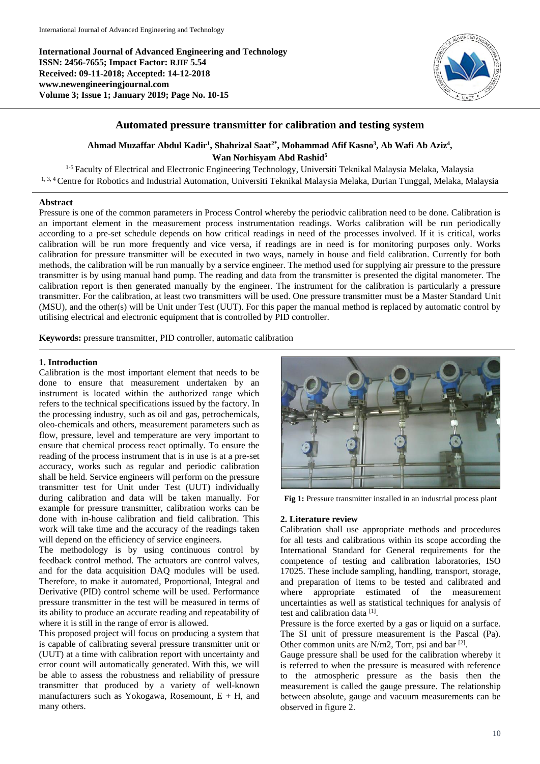International Journal of Advanced Engineering and Technology
ISSN: 2456-7655; Impact Factor: RJIF 5.54
Received: 09-11-2018; Accepted: 14-12-2018
www.newengineeringjournal.com

# Automated pressure transmitter for calibration and testing system

**Ahmad Muzaffar Abdul Kadir[1], Shahrizal Saat[2*], Mohammad Afif Kasno[3], Ab Wafi Ab Aziz[4], Wan Norhisyam Abd Rashid[5]**

[1-5] Faculty of Electrical and Electronic Engineering Technology, Universiti Teknikal Malaysia Melaka, Malaysia
[1, 3, 4] Centre for Robotics and Industrial Automation, Universiti Teknikal Malaysia Melaka, Durian Tunggal, Melaka, Malaysia

## Abstract

Pressure is one of the common parameters in Process Control whereby the periodvic calibration need to be done. Calibration is an important element in the measurement process instrumentation readings. Works calibration will be run periodically according to a pre-set schedule depends on how critical readings in need of the processes involved. If it is critical, works calibration will be run more frequently and vice versa, if readings are in need is for monitoring purposes only. Works calibration for pressure transmitter will be executed in two ways, namely in house and field calibration. Currently for both methods, the calibration will be run manually by a service engineer. The method used for supplying air pressure to the pressure transmitter is by using manual hand pump. The reading and data from the transmitter is presented the digital manometer. The calibration report is then generated manually by the engineer. The instrument for the calibration is particularly a pressure transmitter. For the calibration, at least two transmitters will be used. One pressure transmitter must be a Master Standard Unit (MSU), and the other(s) will be Unit under Test (UUT). For this paper the manual method is replaced by automatic control by utilising electrical and electronic equipment that is controlled by PID controller.

**Keywords:** pressure transmitter, PID controller, automatic calibration

## 1. Introduction

Calibration is the most important element that needs to be done to ensure that measurement undertaken by an instrument is located within the authorized range which refers to the technical specifications issued by the factory. In the processing industry, such as oil and gas, petrochemicals, oleo-chemicals and others, measurement parameters such as flow, pressure, level and temperature are very important to ensure that chemical process react optimally. To ensure the reading of the process instrument that is in use is at a pre-set accuracy, works such as regular and periodic calibration shall be held. Service engineers will perform on the pressure transmitter test for Unit under Test (UUT) individually during calibration and data will be taken manually. For example for pressure transmitter, calibration works can be done with in-house calibration and field calibration. This work will take time and the accuracy of the readings taken will depend on the efficiency of service engineers.

The methodology is by using continuous control by feedback control method. The actuators are control valves, and for the data acquisition DAQ modules will be used. Therefore, to make it automated, Proportional, Integral and Derivative (PID) control scheme will be used. Performance pressure transmitter in the test will be measured in terms of its ability to produce an accurate reading and repeatability of where it is still in the range of error is allowed.

This proposed project will focus on producing a system that is capable of calibrating several pressure transmitter unit or (UUT) at a time with calibration report with uncertainty and error count will automatically generated. With this, we will be able to assess the robustness and reliability of pressure transmitter that produced by a variety of well-known manufacturers such as Yokogawa, Rosemount, E + H, and many others.

**Fig 1:** Pressure transmitter installed in an industrial process plant

## 2. Literature review

Calibration shall use appropriate methods and procedures for all tests and calibrations within its scope according the International Standard for General requirements for the competence of testing and calibration laboratories, ISO 17025. These include sampling, handling, transport, storage, and preparation of items to be tested and calibrated and where appropriate estimated of the measurement uncertainties as well as statistical techniques for analysis of test and calibration data [1].

Pressure is the force exerted by a gas or liquid on a surface. The SI unit of pressure measurement is the Pascal (Pa). Other common units are N/m2, Torr, psi and bar [2].

Gauge pressure shall be used for the calibration whereby it is referred to when the pressure is measured with reference to the atmospheric pressure as the basis then the measurement is called the gauge pressure. The relationship between absolute, gauge and vacuum measurements can be observed in figure 2.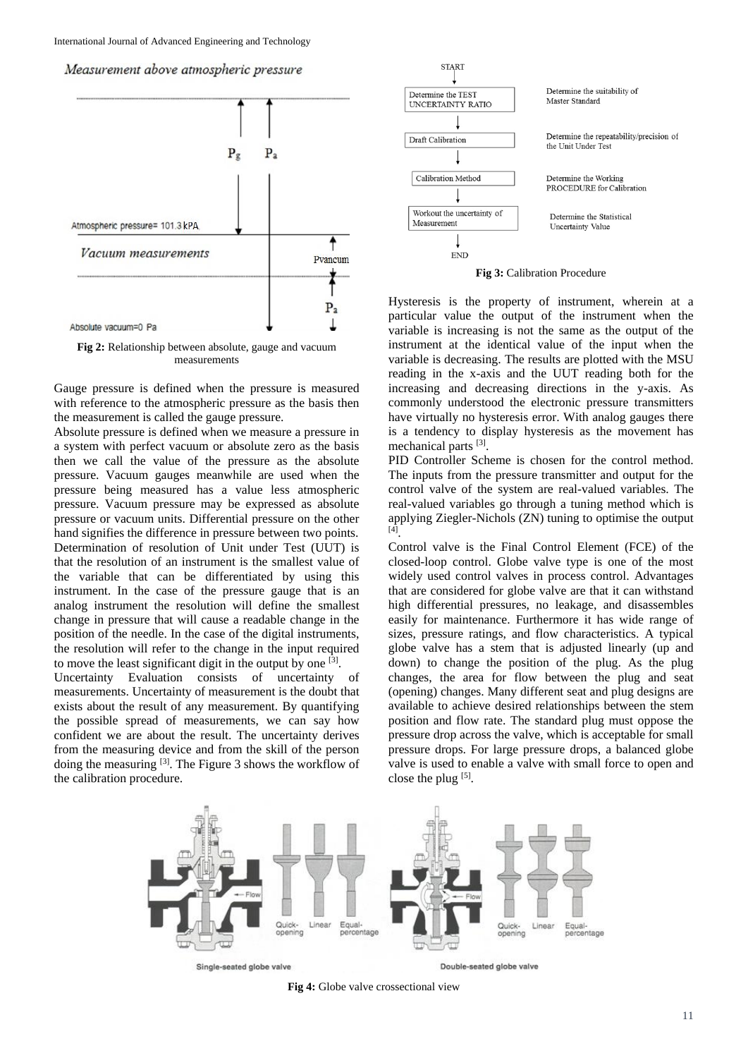Fig 2: Relationship between absolute, gauge and vacuum measurements

Gauge pressure is defined when the pressure is measured with reference to the atmospheric pressure as the basis then the measurement is called the gauge pressure.

Absolute pressure is defined when we measure a pressure in a system with perfect vacuum or absolute zero as the basis then we call the value of the pressure as the absolute pressure. Vacuum gauges meanwhile are used when the pressure being measured has a value less atmospheric pressure. Vacuum pressure may be expressed as absolute pressure or vacuum units. Differential pressure on the other hand signifies the difference in pressure between two points.

Determination of resolution of Unit under Test (UUT) is that the resolution of an instrument is the smallest value of the variable that can be differentiated by using this instrument. In the case of the pressure gauge that is an analog instrument the resolution will define the smallest change in pressure that will cause a readable change in the position of the needle. In the case of the digital instruments, the resolution will refer to the change in the input required to move the least significant digit in the output by one [3].

Uncertainty Evaluation consists of uncertainty of measurements. Uncertainty of measurement is the doubt that exists about the result of any measurement. By quantifying the possible spread of measurements, we can say how confident we are about the result. The uncertainty derives from the measuring device and from the skill of the person doing the measuring [3]. The Figure 3 shows the workflow of the calibration procedure.

Fig 3: Calibration Procedure

Hysteresis is the property of instrument, wherein at a particular value the output of the instrument when the variable is increasing is not the same as the output of the instrument at the identical value of the input when the variable is decreasing. The results are plotted with the MSU reading in the x-axis and the UUT reading both for the increasing and decreasing directions in the y-axis. As commonly understood the electronic pressure transmitters have virtually no hysteresis error. With analog gauges there is a tendency to display hysteresis as the movement has mechanical parts [3].

PID Controller Scheme is chosen for the control method. The inputs from the pressure transmitter and output for the control valve of the system are real-valued variables. The real-valued variables go through a tuning method which is applying Ziegler-Nichols (ZN) tuning to optimise the output [4].

Control valve is the Final Control Element (FCE) of the closed-loop control. Globe valve type is one of the most widely used control valves in process control. Advantages that are considered for globe valve are that it can withstand high differential pressures, no leakage, and disassembles easily for maintenance. Furthermore it has wide range of sizes, pressure ratings, and flow characteristics. A typical globe valve has a stem that is adjusted linearly (up and down) to change the position of the plug. As the plug changes, the area for flow between the plug and seat (opening) changes. Many different seat and plug designs are available to achieve desired relationships between the stem position and flow rate. The standard plug must oppose the pressure drop across the valve, which is acceptable for small pressure drops. For large pressure drops, a balanced globe valve is used to enable a valve with small force to open and close the plug [5].

Fig 4: Globe valve crossectional view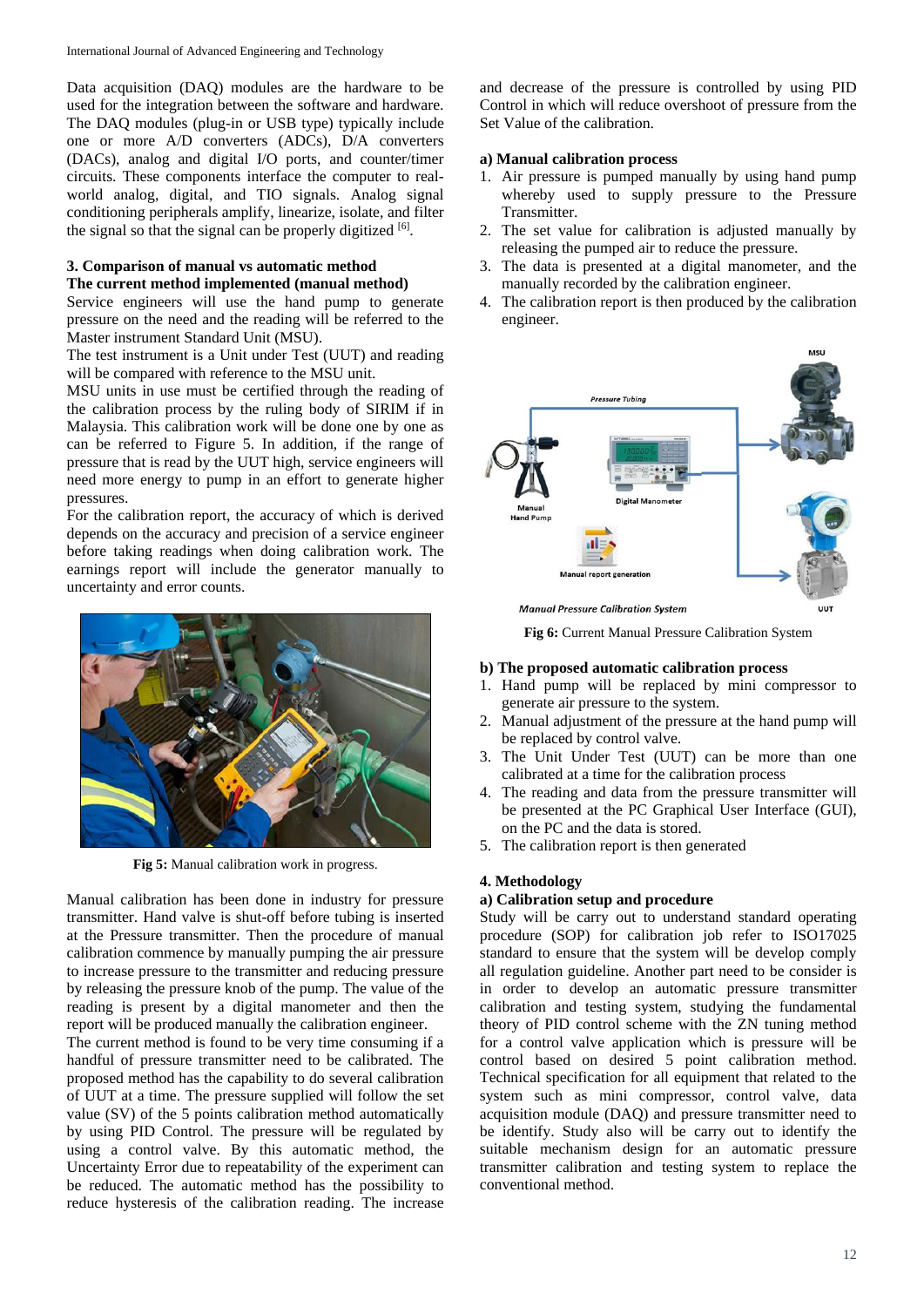Data acquisition (DAQ) modules are the hardware to be used for the integration between the software and hardware. The DAQ modules (plug-in or USB type) typically include one or more A/D converters (ADCs), D/A converters (DACs), analog and digital I/O ports, and counter/timer circuits. These components interface the computer to real-world analog, digital, and TIO signals. Analog signal conditioning peripherals amplify, linearize, isolate, and filter the signal so that the signal can be properly digitized [6].

### 3. Comparison of manual vs automatic method

**The current method implemented (manual method)**

Service engineers will use the hand pump to generate pressure on the need and the reading will be referred to the Master instrument Standard Unit (MSU).

The test instrument is a Unit under Test (UUT) and reading will be compared with reference to the MSU unit.

MSU units in use must be certified through the reading of the calibration process by the ruling body of SIRIM if in Malaysia. This calibration work will be done one by one as can be referred to Figure 5. In addition, if the range of pressure that is read by the UUT high, service engineers will need more energy to pump in an effort to generate higher pressures.

For the calibration report, the accuracy of which is derived depends on the accuracy and precision of a service engineer before taking readings when doing calibration work. The earnings report will include the generator manually to uncertainty and error counts.

**Fig 5:** Manual calibration work in progress.

Manual calibration has been done in industry for pressure transmitter. Hand valve is shut-off before tubing is inserted at the Pressure transmitter. Then the procedure of manual calibration commence by manually pumping the air pressure to increase pressure to the transmitter and reducing pressure by releasing the pressure knob of the pump. The value of the reading is present by a digital manometer and then the report will be produced manually the calibration engineer.

The current method is found to be very time consuming if a handful of pressure transmitter need to be calibrated. The proposed method has the capability to do several calibration of UUT at a time. The pressure supplied will follow the set value (SV) of the 5 points calibration method automatically by using PID Control. The pressure will be regulated by using a control valve. By this automatic method, the Uncertainty Error due to repeatability of the experiment can be reduced. The automatic method has the possibility to reduce hysteresis of the calibration reading. The increase and decrease of the pressure is controlled by using PID Control in which will reduce overshoot of pressure from the Set Value of the calibration.

**a) Manual calibration process**

1. Air pressure is pumped manually by using hand pump whereby used to supply pressure to the Pressure Transmitter.
2. The set value for calibration is adjusted manually by releasing the pumped air to reduce the pressure.
3. The data is presented at a digital manometer, and the manually recorded by the calibration engineer.
4. The calibration report is then produced by the calibration engineer.

**Fig 6:** Current Manual Pressure Calibration System

**b) The proposed automatic calibration process**

1. Hand pump will be replaced by mini compressor to generate air pressure to the system.
2. Manual adjustment of the pressure at the hand pump will be replaced by control valve.
3. The Unit Under Test (UUT) can be more than one calibrated at a time for the calibration process
4. The reading and data from the pressure transmitter will be presented at the PC Graphical User Interface (GUI), on the PC and the data is stored.
5. The calibration report is then generated

### 4. Methodology

**a) Calibration setup and procedure**

Study will be carry out to understand standard operating procedure (SOP) for calibration job refer to ISO17025 standard to ensure that the system will be develop comply all regulation guideline. Another part need to be consider is in order to develop an automatic pressure transmitter calibration and testing system, studying the fundamental theory of PID control scheme with the ZN tuning method for a control valve application which is pressure will be control based on desired 5 point calibration method. Technical specification for all equipment that related to the system such as mini compressor, control valve, data acquisition module (DAQ) and pressure transmitter need to be identify. Study also will be carry out to identify the suitable mechanism design for an automatic pressure transmitter calibration and testing system to replace the conventional method.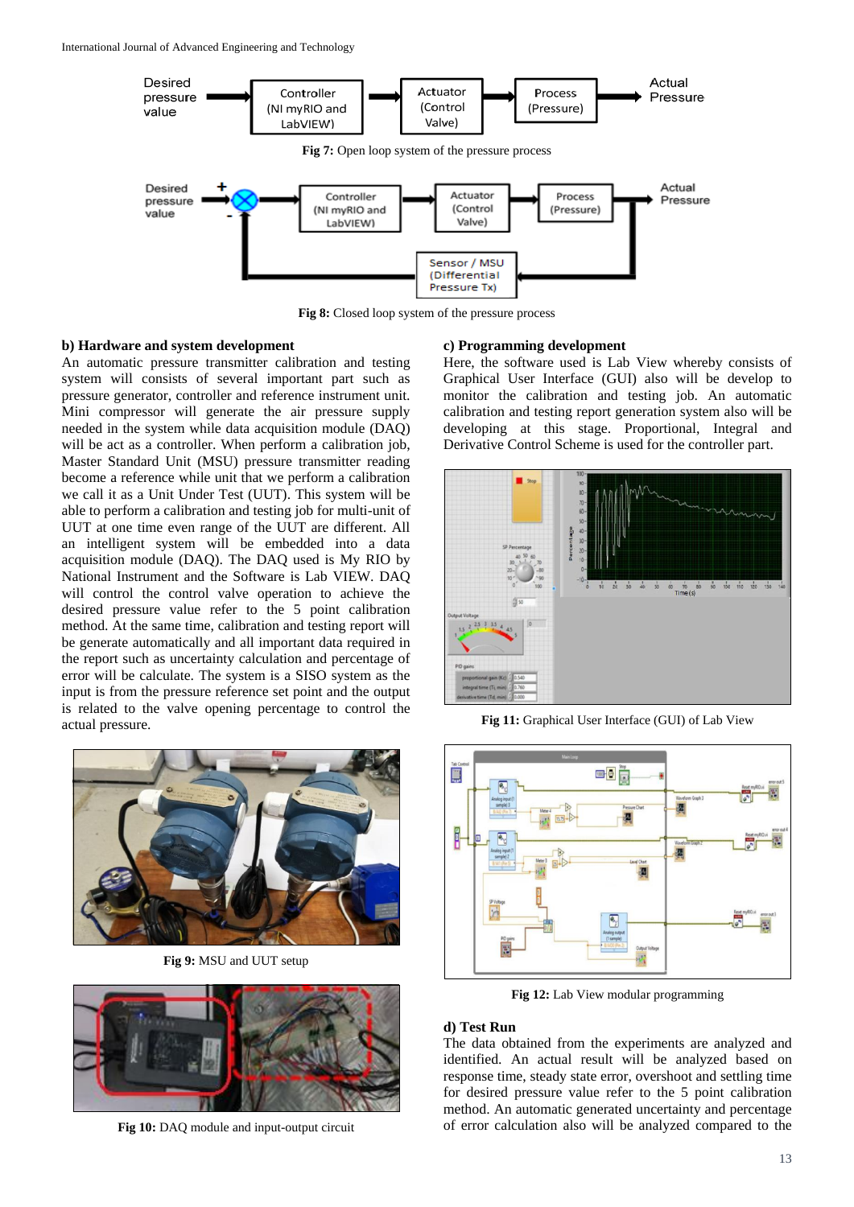Fig 7: Open loop system of the pressure process

Fig 8: Closed loop system of the pressure process

### b) Hardware and system development

An automatic pressure transmitter calibration and testing system will consists of several important part such as pressure generator, controller and reference instrument unit. Mini compressor will generate the air pressure supply needed in the system while data acquisition module (DAQ) will be act as a controller. When perform a calibration job, Master Standard Unit (MSU) pressure transmitter reading become a reference while unit that we perform a calibration we call it as a Unit Under Test (UUT). This system will be able to perform a calibration and testing job for multi-unit of UUT at one time even range of the UUT are different. All an intelligent system will be embedded into a data acquisition module (DAQ). The DAQ used is My RIO by National Instrument and the Software is Lab VIEW. DAQ will control the control valve operation to achieve the desired pressure value refer to the 5 point calibration method. At the same time, calibration and testing report will be generate automatically and all important data required in the report such as uncertainty calculation and percentage of error will be calculate. The system is a SISO system as the input is from the pressure reference set point and the output is related to the valve opening percentage to control the actual pressure.

Fig 9: MSU and UUT setup

Fig 10: DAQ module and input-output circuit

### c) Programming development

Here, the software used is Lab View whereby consists of Graphical User Interface (GUI) also will be develop to monitor the calibration and testing job. An automatic calibration and testing report generation system also will be developing at this stage. Proportional, Integral and Derivative Control Scheme is used for the controller part.

Fig 11: Graphical User Interface (GUI) of Lab View

Fig 12: Lab View modular programming

### d) Test Run

The data obtained from the experiments are analyzed and identified. An actual result will be analyzed based on response time, steady state error, overshoot and settling time for desired pressure value refer to the 5 point calibration method. An automatic generated uncertainty and percentage of error calculation also will be analyzed compared to the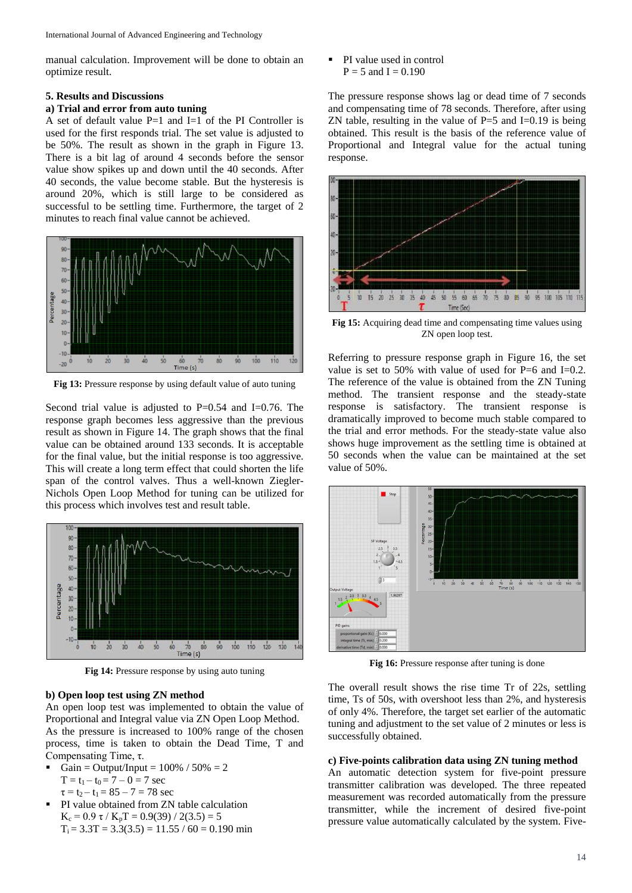manual calculation. Improvement will be done to obtain an optimize result.

## 5. Results and Discussions

### a) Trial and error from auto tuning

A set of default value P=1 and I=1 of the PI Controller is used for the first responds trial. The set value is adjusted to be 50%. The result as shown in the graph in Figure 13. There is a bit lag of around 4 seconds before the sensor value show spikes up and down until the 40 seconds. After 40 seconds, the value become stable. But the hysteresis is around 20%, which is still large to be considered as successful to be settling time. Furthermore, the target of 2 minutes to reach final value cannot be achieved.

**Fig 13:** Pressure response by using default value of auto tuning

Second trial value is adjusted to P=0.54 and I=0.76. The response graph becomes less aggressive than the previous result as shown in Figure 14. The graph shows that the final value can be obtained around 133 seconds. It is acceptable for the final value, but the initial response is too aggressive. This will create a long term effect that could shorten the life span of the control valves. Thus a well-known Ziegler-Nichols Open Loop Method for tuning can be utilized for this process which involves test and result table.

**Fig 14:** Pressure response by using auto tuning

### b) Open loop test using ZN method

An open loop test was implemented to obtain the value of Proportional and Integral value via ZN Open Loop Method. As the pressure is increased to 100% range of the chosen process, time is taken to obtain the Dead Time, T and Compensating Time, τ.

- Gain = Output/Input = 100% / 50% = 2  
  $T = t_1 - t_0 = 7 - 0 = 7$ sec  
  $\tau = t_2 - t_1 = 85 - 7 = 78$ sec
- PI value obtained from ZN table calculation  
  $K_c = 0.9\ \tau / K_pT = 0.9(39) / 2(3.5) = 5$  
  $T_i = 3.3T = 3.3(3.5) = 11.55 / 60 = 0.190$ min
- PI value used in control  
  P = 5 and I = 0.190

The pressure response shows lag or dead time of 7 seconds and compensating time of 78 seconds. Therefore, after using ZN table, resulting in the value of P=5 and I=0.19 is being obtained. This result is the basis of the reference value of Proportional and Integral value for the actual tuning response.

**Fig 15:** Acquiring dead time and compensating time values using ZN open loop test.

Referring to pressure response graph in Figure 16, the set value is set to 50% with value of used for P=6 and I=0.2. The reference of the value is obtained from the ZN Tuning method. The transient response and the steady-state response is satisfactory. The transient response is dramatically improved to become much stable compared to the trial and error methods. For the steady-state value also shows huge improvement as the settling time is obtained at 50 seconds when the value can be maintained at the set value of 50%.

**Fig 16:** Pressure response after tuning is done

The overall result shows the rise time Tr of 22s, settling time, Ts of 50s, with overshoot less than 2%, and hysteresis of only 4%. Therefore, the target set earlier of the automatic tuning and adjustment to the set value of 2 minutes or less is successfully obtained.

### c) Five-points calibration data using ZN tuning method

An automatic detection system for five-point pressure transmitter calibration was developed. The three repeated measurement was recorded automatically from the pressure transmitter, while the increment of desired five-point pressure value automatically calculated by the system. Five-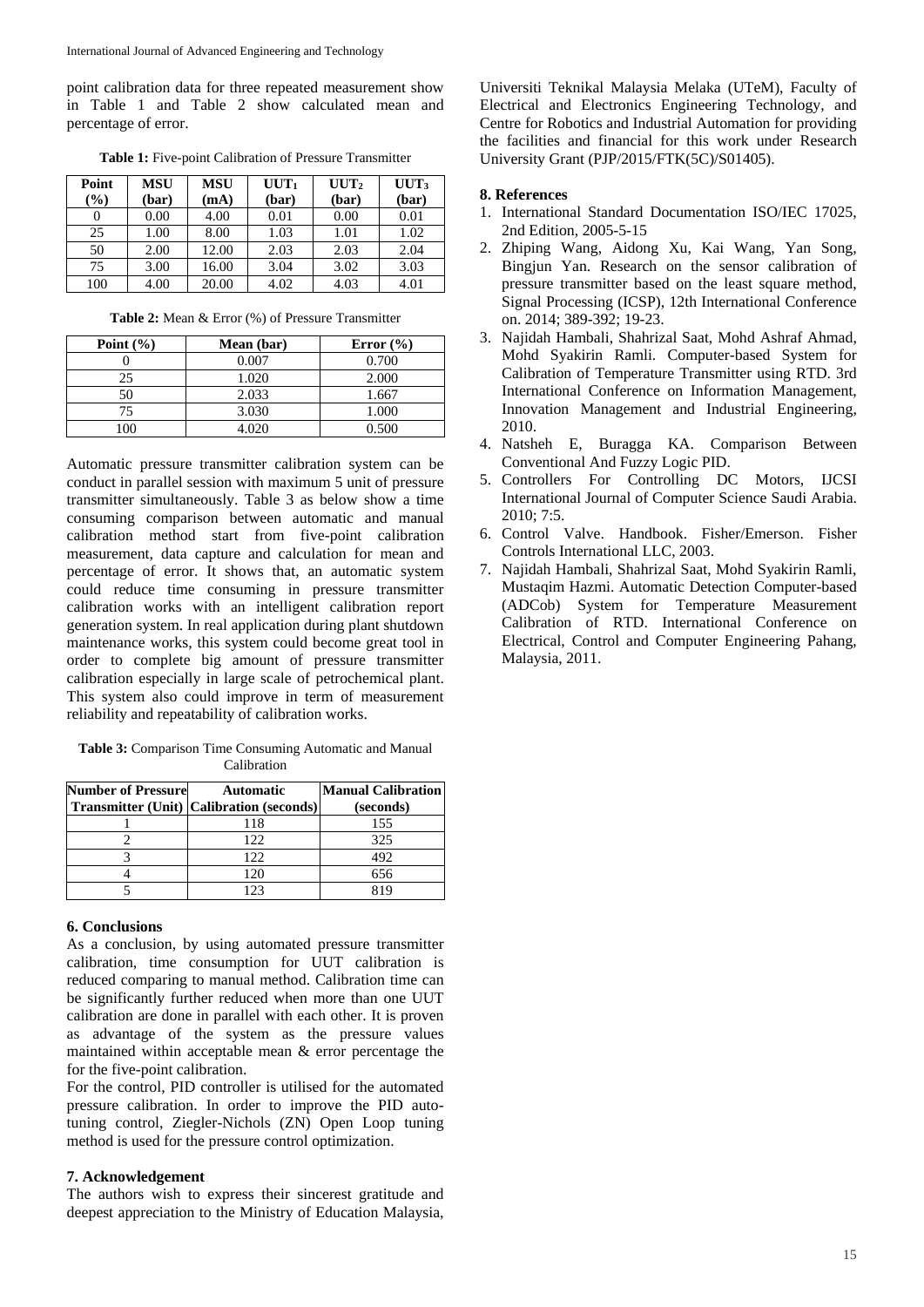point calibration data for three repeated measurement show in Table 1 and Table 2 show calculated mean and percentage of error.

**Table 1:** Five-point Calibration of Pressure Transmitter

| Point (%) | MSU (bar) | MSU (mA) | $UUT_1$ (bar) | $UUT_2$ (bar) | $UUT_3$ (bar) |
|---|---|---|---|---|---|
| 0 | 0.00 | 4.00 | 0.01 | 0.00 | 0.01 |
| 25 | 1.00 | 8.00 | 1.03 | 1.01 | 1.02 |
| 50 | 2.00 | 12.00 | 2.03 | 2.03 | 2.04 |
| 75 | 3.00 | 16.00 | 3.04 | 3.02 | 3.03 |
| 100 | 4.00 | 20.00 | 4.02 | 4.03 | 4.01 |

**Table 2:** Mean & Error (%) of Pressure Transmitter

| Point (%) | Mean (bar) | Error (%) |
|---|---|---|
| 0 | 0.007 | 0.700 |
| 25 | 1.020 | 2.000 |
| 50 | 2.033 | 1.667 |
| 75 | 3.030 | 1.000 |
| 100 | 4.020 | 0.500 |

Automatic pressure transmitter calibration system can be conduct in parallel session with maximum 5 unit of pressure transmitter simultaneously. Table 3 as below show a time consuming comparison between automatic and manual calibration method start from five-point calibration measurement, data capture and calculation for mean and percentage of error. It shows that, an automatic system could reduce time consuming in pressure transmitter calibration works with an intelligent calibration report generation system. In real application during plant shutdown maintenance works, this system could become great tool in order to complete big amount of pressure transmitter calibration especially in large scale of petrochemical plant. This system also could improve in term of measurement reliability and repeatability of calibration works.

**Table 3:** Comparison Time Consuming Automatic and Manual Calibration

| Number of Pressure Transmitter (Unit) | Automatic Calibration (seconds) | Manual Calibration (seconds) |
|---|---|---|
| 1 | 118 | 155 |
| 2 | 122 | 325 |
| 3 | 122 | 492 |
| 4 | 120 | 656 |
| 5 | 123 | 819 |

## 6. Conclusions

As a conclusion, by using automated pressure transmitter calibration, time consumption for UUT calibration is reduced comparing to manual method. Calibration time can be significantly further reduced when more than one UUT calibration are done in parallel with each other. It is proven as advantage of the system as the pressure values maintained within acceptable mean & error percentage the for the five-point calibration.

For the control, PID controller is utilised for the automated pressure calibration. In order to improve the PID auto-tuning control, Ziegler-Nichols (ZN) Open Loop tuning method is used for the pressure control optimization.

## 7. Acknowledgement

The authors wish to express their sincerest gratitude and deepest appreciation to the Ministry of Education Malaysia, Universiti Teknikal Malaysia Melaka (UTeM), Faculty of Electrical and Electronics Engineering Technology, and Centre for Robotics and Industrial Automation for providing the facilities and financial for this work under Research University Grant (PJP/2015/FTK(5C)/S01405).

## 8. References

1. International Standard Documentation ISO/IEC 17025, 2nd Edition, 2005-5-15
2. Zhiping Wang, Aidong Xu, Kai Wang, Yan Song, Bingjun Yan. Research on the sensor calibration of pressure transmitter based on the least square method, Signal Processing (ICSP), 12th International Conference on. 2014; 389-392; 19-23.
3. Najidah Hambali, Shahrizal Saat, Mohd Ashraf Ahmad, Mohd Syakirin Ramli. Computer-based System for Calibration of Temperature Transmitter using RTD. 3rd International Conference on Information Management, Innovation Management and Industrial Engineering, 2010.
4. Natsheh E, Buragga KA. Comparison Between Conventional And Fuzzy Logic PID.
5. Controllers For Controlling DC Motors, IJCSI International Journal of Computer Science Saudi Arabia. 2010; 7:5.
6. Control Valve. Handbook. Fisher/Emerson. Fisher Controls International LLC, 2003.
7. Najidah Hambali, Shahrizal Saat, Mohd Syakirin Ramli, Mustaqim Hazmi. Automatic Detection Computer-based (ADCob) System for Temperature Measurement Calibration of RTD. International Conference on Electrical, Control and Computer Engineering Pahang, Malaysia, 2011.